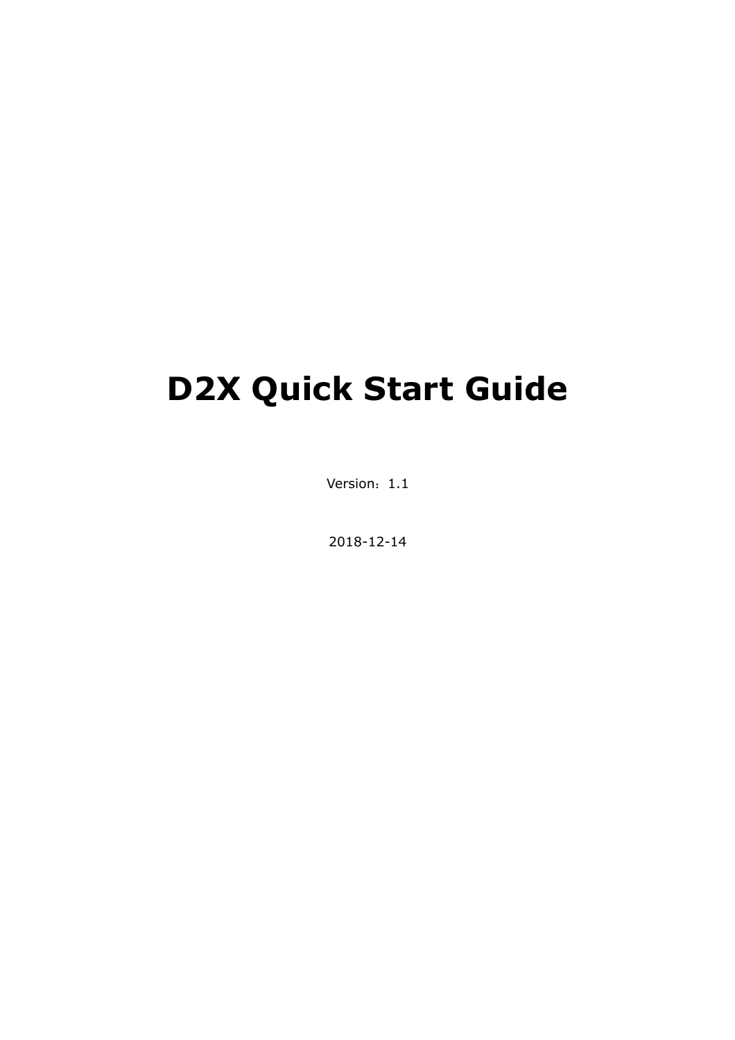# D2X Quick Start Guide

Version：1.1

2018-12-14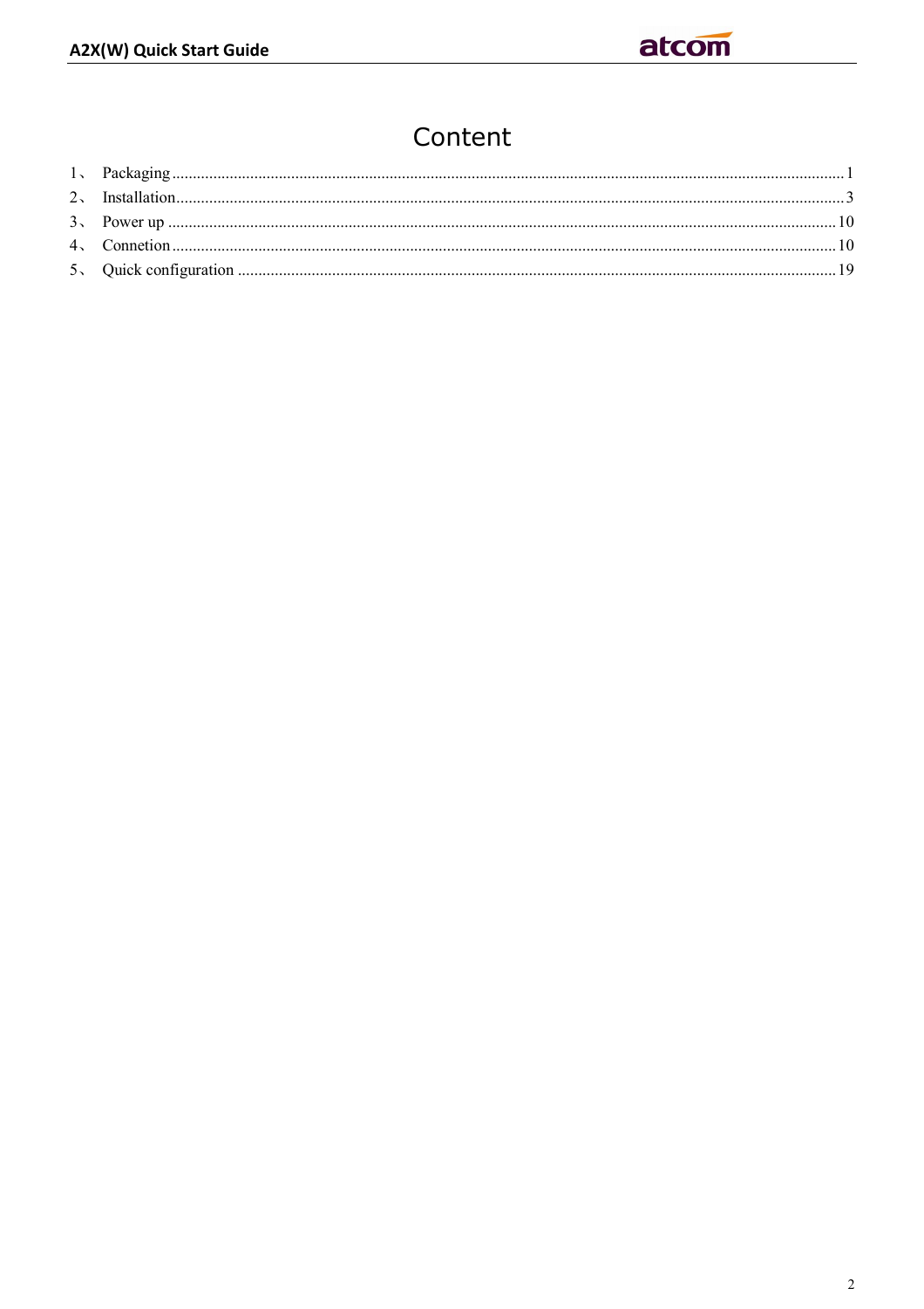# Content

1、 Packaging ........................................................................................................................................................ 1

2、 Installation........................................................................................................................................................ 3

3、 Power up ........................................................................................................................................................ 10

4、 Connetion ........................................................................................................................................................ 10

5、 Quick configuration ........................................................................................................................................ 19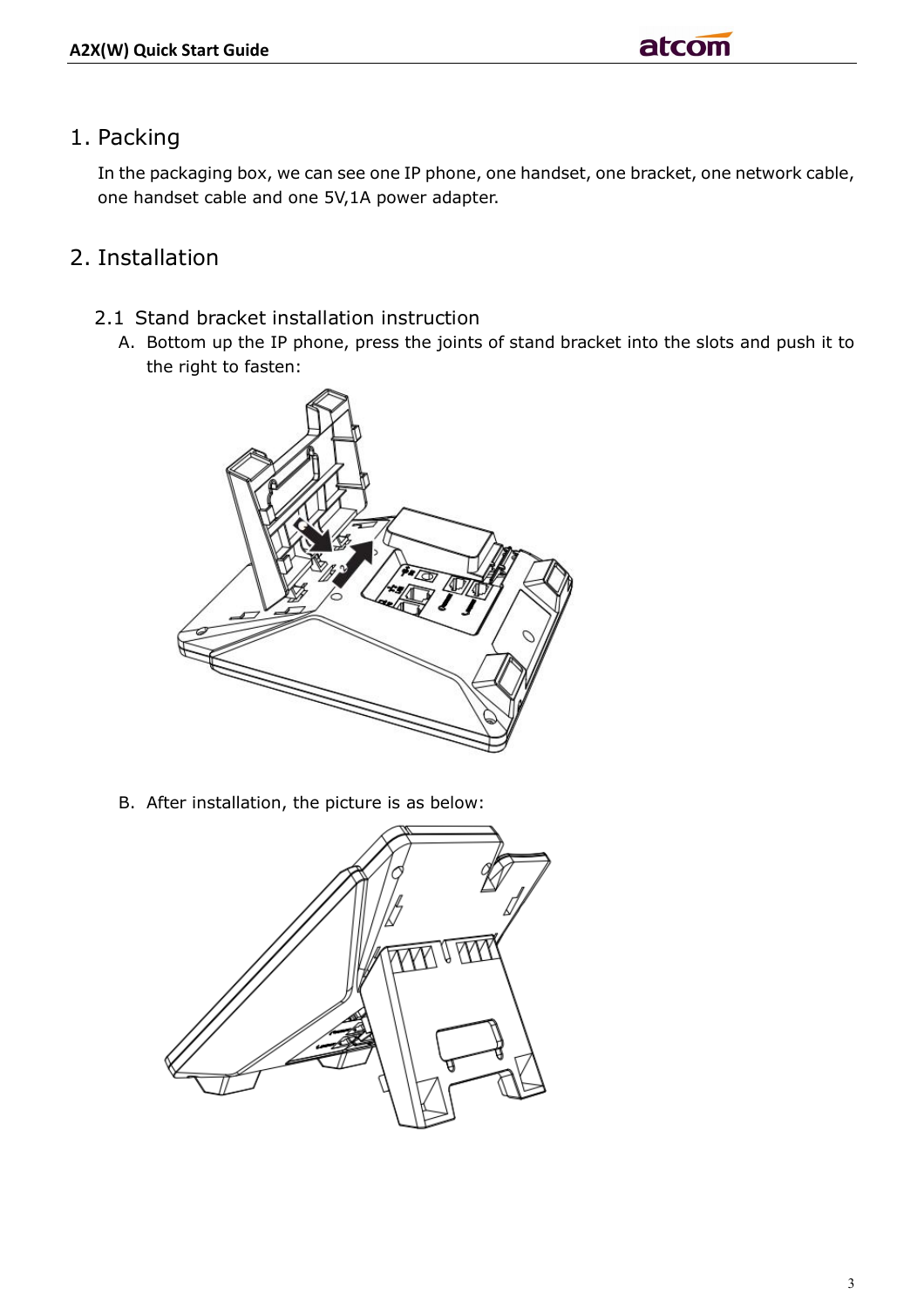# 1. Packing

In the packaging box, we can see one IP phone, one handset, one bracket, one network cable, one handset cable and one 5V,1A power adapter.

# 2. Installation

## 2.1 Stand bracket installation instruction

A. Bottom up the IP phone, press the joints of stand bracket into the slots and push it to the right to fasten:

B. After installation, the picture is as below: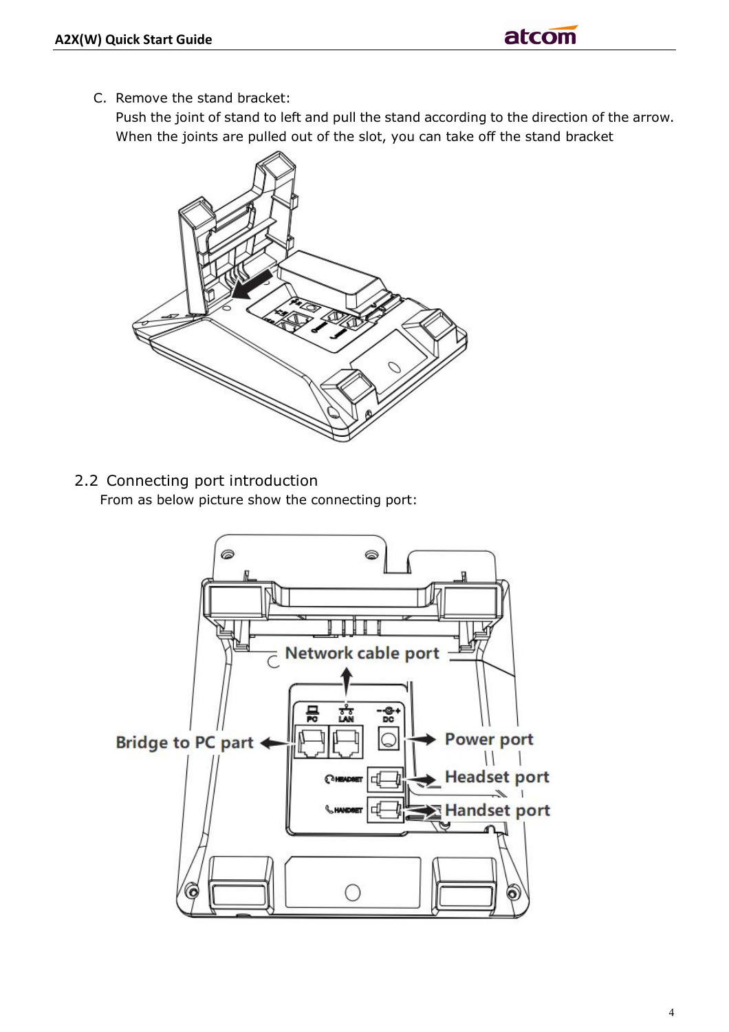C. Remove the stand bracket:
   Push the joint of stand to left and pull the stand according to the direction of the arrow. When the joints are pulled out of the slot, you can take off the stand bracket

## 2.2 Connecting port introduction

From as below picture show the connecting port: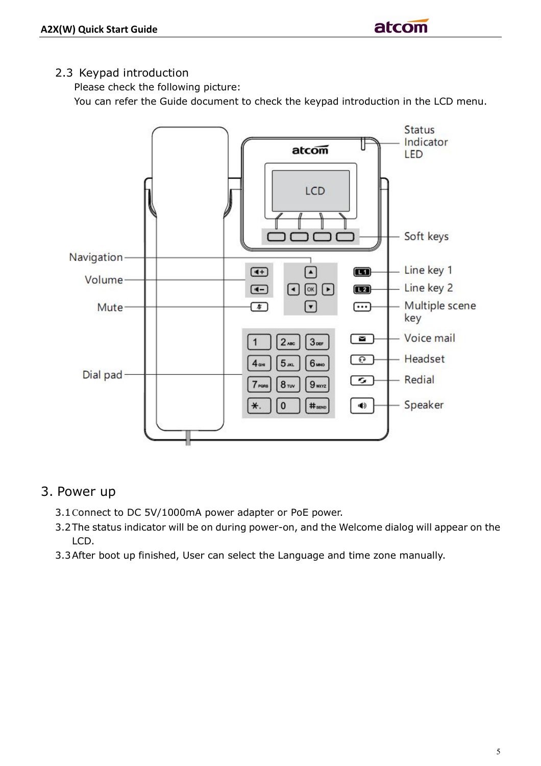## 2.3 Keypad introduction

Please check the following picture:

You can refer the Guide document to check the keypad introduction in the LCD menu.

# 3. Power up

3.1 Connect to DC 5V/1000mA power adapter or PoE power.

3.2 The status indicator will be on during power-on, and the Welcome dialog will appear on the LCD.

3.3 After boot up finished, User can select the Language and time zone manually.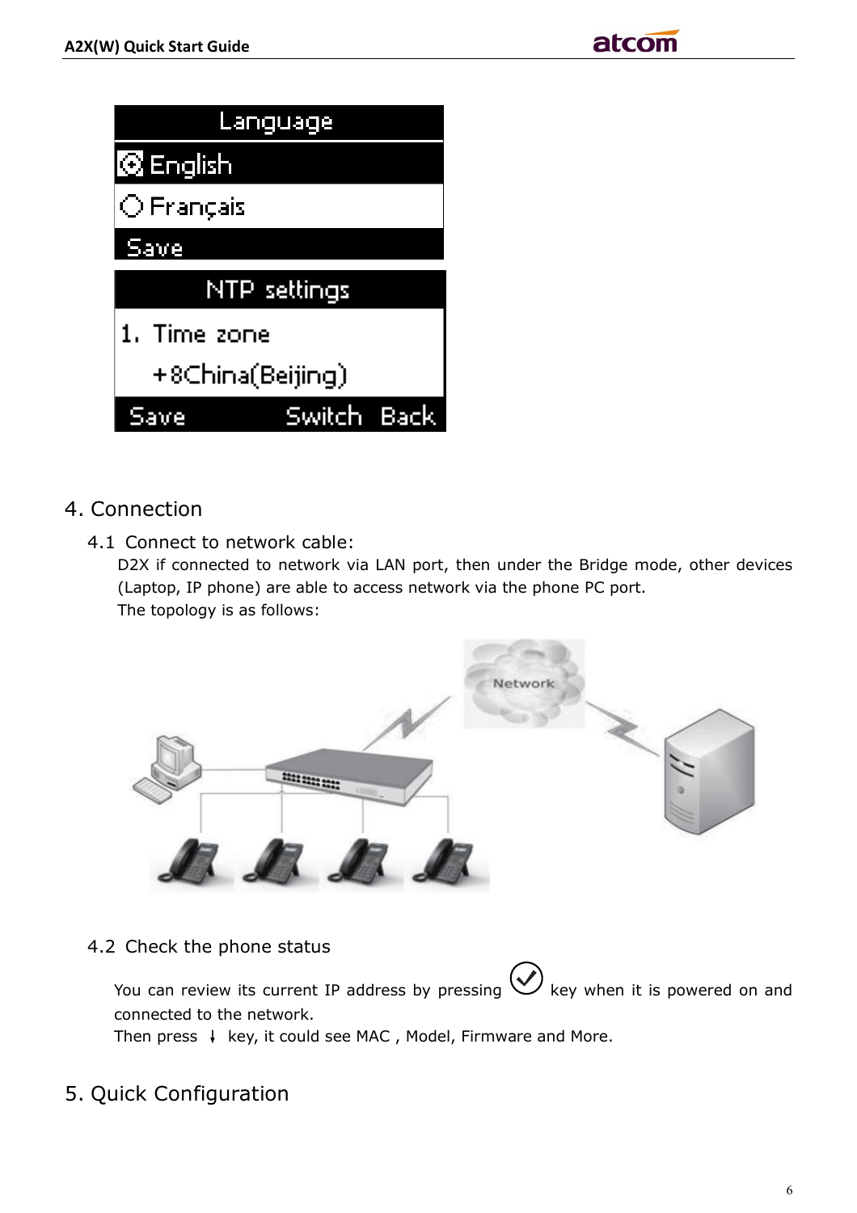## 4. Connection

### 4.1 Connect to network cable:

D2X if connected to network via LAN port, then under the Bridge mode, other devices (Laptop, IP phone) are able to access network via the phone PC port.

The topology is as follows:

### 4.2 Check the phone status

You can review its current IP address by pressing ✓ key when it is powered on and connected to the network.

Then press ↓ key, it could see MAC , Model, Firmware and More.

## 5. Quick Configuration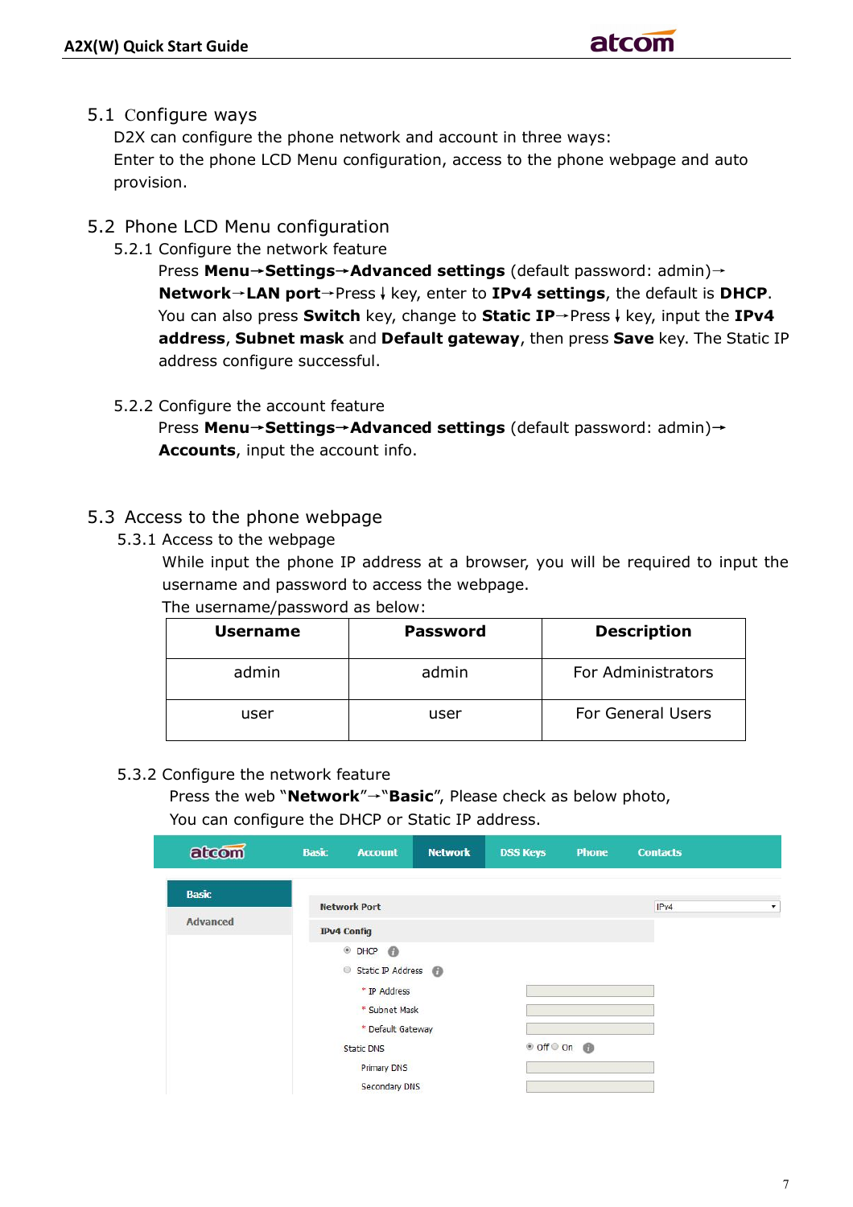## 5.1 Configure ways

D2X can configure the phone network and account in three ways:
Enter to the phone LCD Menu configuration, access to the phone webpage and auto provision.

## 5.2 Phone LCD Menu configuration

### 5.2.1 Configure the network feature

Press **Menu**→**Settings**→**Advanced settings** (default password: admin)→ **Network**→**LAN port**→Press ↓ key, enter to **IPv4 settings**, the default is **DHCP**. You can also press **Switch** key, change to **Static IP**→Press ↓ key, input the **IPv4 address**, **Subnet mask** and **Default gateway**, then press **Save** key. The Static IP address configure successful.

### 5.2.2 Configure the account feature

Press **Menu**→**Settings**→**Advanced settings** (default password: admin)→ **Accounts**, input the account info.

## 5.3 Access to the phone webpage

### 5.3.1 Access to the webpage

While input the phone IP address at a browser, you will be required to input the username and password to access the webpage.
The username/password as below:

| Username | Password | Description |
|---|---|---|
| admin | admin | For Administrators |
| user | user | For General Users |

### 5.3.2 Configure the network feature

Press the web "**Network**"→"**Basic**", Please check as below photo,
You can configure the DHCP or Static IP address.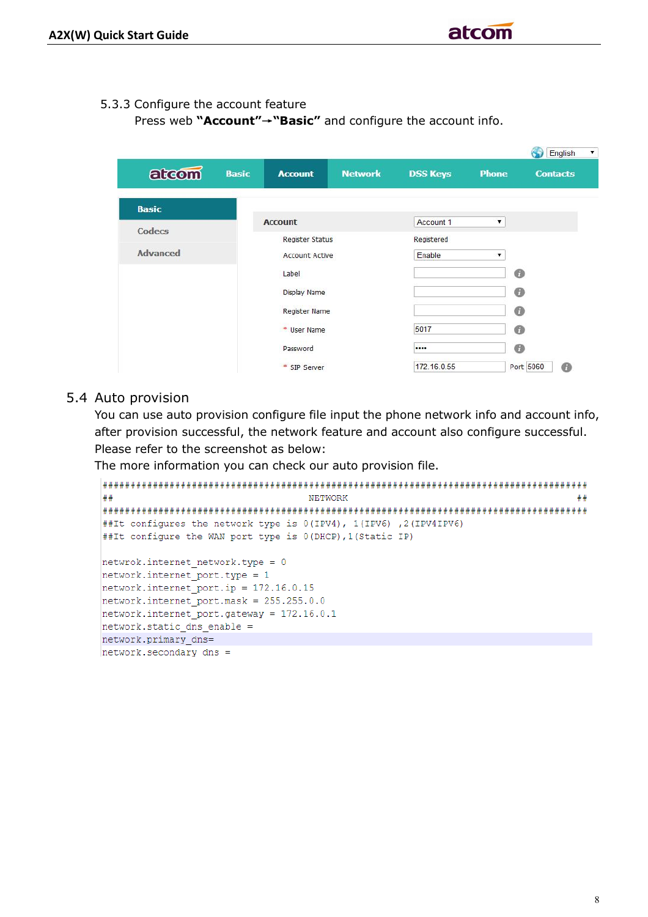### 5.3.3 Configure the account feature

Press web **"Account"→"Basic"** and configure the account info.

| | |
|---|---|
| Account | Account 1 |
| Register Status | Registered |
| Account Active | Enable |
| Label | |
| Display Name | |
| Register Name | |
| * User Name | 5017 |
| Password | •••• |
| * SIP Server | 172.16.0.55 Port 5060 |

## 5.4 Auto provision

You can use auto provision configure file input the phone network info and account info, after provision successful, the network feature and account also configure successful. Please refer to the screenshot as below:

The more information you can check our auto provision file.

```
####################################################################################
##                                  NETWORK                                       ##
####################################################################################
##It configures the network type is 0(IPV4), 1(IPV6) ,2(IPV4IPV6)
##It configure the WAN port type is 0(DHCP),1(Static IP)

netwrok.internet_network.type = 0
network.internet_port.type = 1
network.internet_port.ip = 172.16.0.15
network.internet_port.mask = 255.255.0.0
network.internet_port.gateway = 172.16.0.1
network.static_dns_enable =
network.primary_dns=
network.secondary dns =
```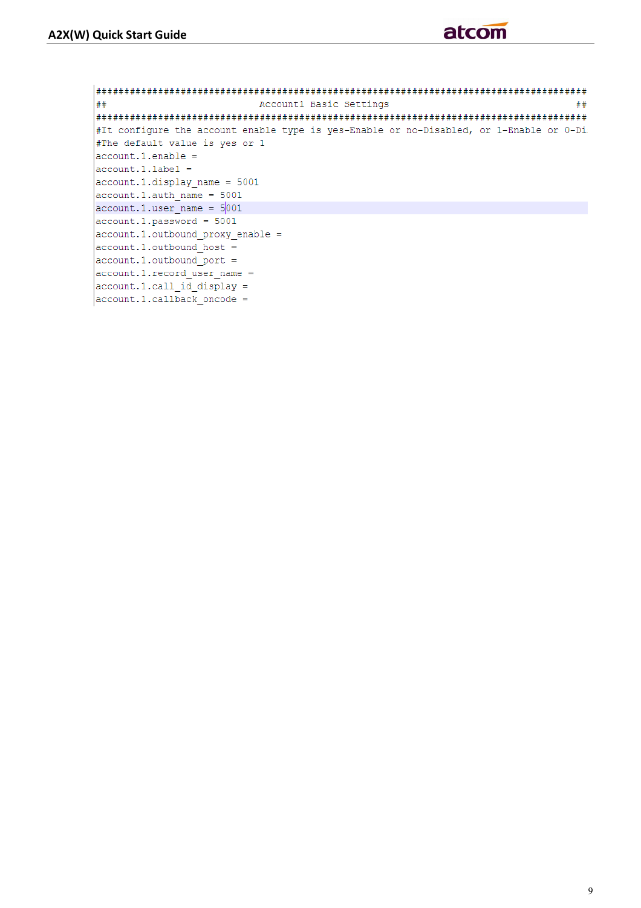```
##########################################################################################
##                              Account1 Basic Settings                                 ##
##########################################################################################
#It configure the account enable type is yes-Enable or no-Disabled, or 1-Enable or 0-Di
#The default value is yes or 1
account.1.enable =
account.1.label =
account.1.display_name = 5001
account.1.auth_name = 5001
account.1.user_name = 5001
account.1.password = 5001
account.1.outbound_proxy_enable =
account.1.outbound_host =
account.1.outbound_port =
account.1.record_user_name =
account.1.call_id_display =
account.1.callback_oncode =
```